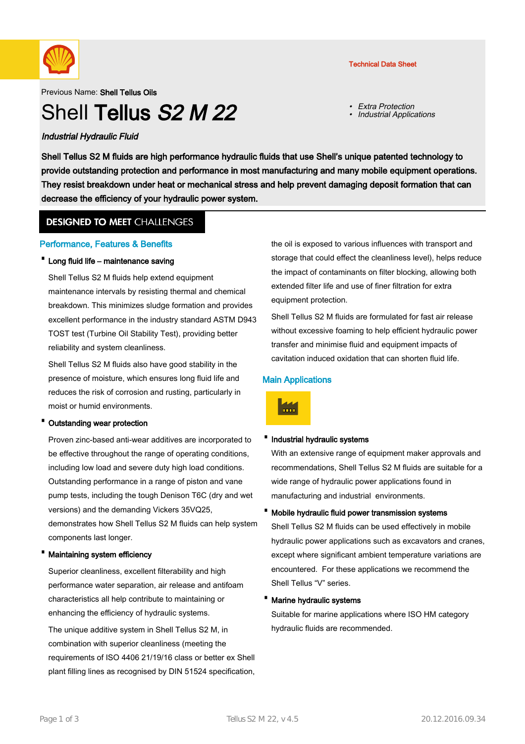Previous Name: **Shell Tellus Oils**

# Shell **Tellus** *S2 M 22*

Technical Data Sheet

- *Extra Protection*
- *Industrial Applications*

***Industrial Hydraulic Fluid***

**Shell Tellus S2 M fluids are high performance hydraulic fluids that use Shell's unique patented technology to provide outstanding protection and performance in most manufacturing and many mobile equipment operations. They resist breakdown under heat or mechanical stress and help prevent damaging deposit formation that can decrease the efficiency of your hydraulic power system.**

## DESIGNED TO MEET CHALLENGES

### Performance, Features & Benefits

- **Long fluid life – maintenance saving**

  Shell Tellus S2 M fluids help extend equipment maintenance intervals by resisting thermal and chemical breakdown. This minimizes sludge formation and provides excellent performance in the industry standard ASTM D943 TOST test (Turbine Oil Stability Test), providing better reliability and system cleanliness.

  Shell Tellus S2 M fluids also have good stability in the presence of moisture, which ensures long fluid life and reduces the risk of corrosion and rusting, particularly in moist or humid environments.

- **Outstanding wear protection**

  Proven zinc-based anti-wear additives are incorporated to be effective throughout the range of operating conditions, including low load and severe duty high load conditions. Outstanding performance in a range of piston and vane pump tests, including the tough Denison T6C (dry and wet versions) and the demanding Vickers 35VQ25, demonstrates how Shell Tellus S2 M fluids can help system components last longer.

- **Maintaining system efficiency**

  Superior cleanliness, excellent filterability and high performance water separation, air release and antifoam characteristics all help contribute to maintaining or enhancing the efficiency of hydraulic systems.

  The unique additive system in Shell Tellus S2 M, in combination with superior cleanliness (meeting the requirements of ISO 4406 21/19/16 class or better ex Shell plant filling lines as recognised by DIN 51524 specification, the oil is exposed to various influences with transport and storage that could effect the cleanliness level), helps reduce the impact of contaminants on filter blocking, allowing both extended filter life and use of finer filtration for extra equipment protection.

  Shell Tellus S2 M fluids are formulated for fast air release without excessive foaming to help efficient hydraulic power transfer and minimise fluid and equipment impacts of cavitation induced oxidation that can shorten fluid life.

### Main Applications

- **Industrial hydraulic systems**

  With an extensive range of equipment maker approvals and recommendations, Shell Tellus S2 M fluids are suitable for a wide range of hydraulic power applications found in manufacturing and industrial environments.

- **Mobile hydraulic fluid power transmission systems**

  Shell Tellus S2 M fluids can be used effectively in mobile hydraulic power applications such as excavators and cranes, except where significant ambient temperature variations are encountered. For these applications we recommend the Shell Tellus "V" series.

- **Marine hydraulic systems**

  Suitable for marine applications where ISO HM category hydraulic fluids are recommended.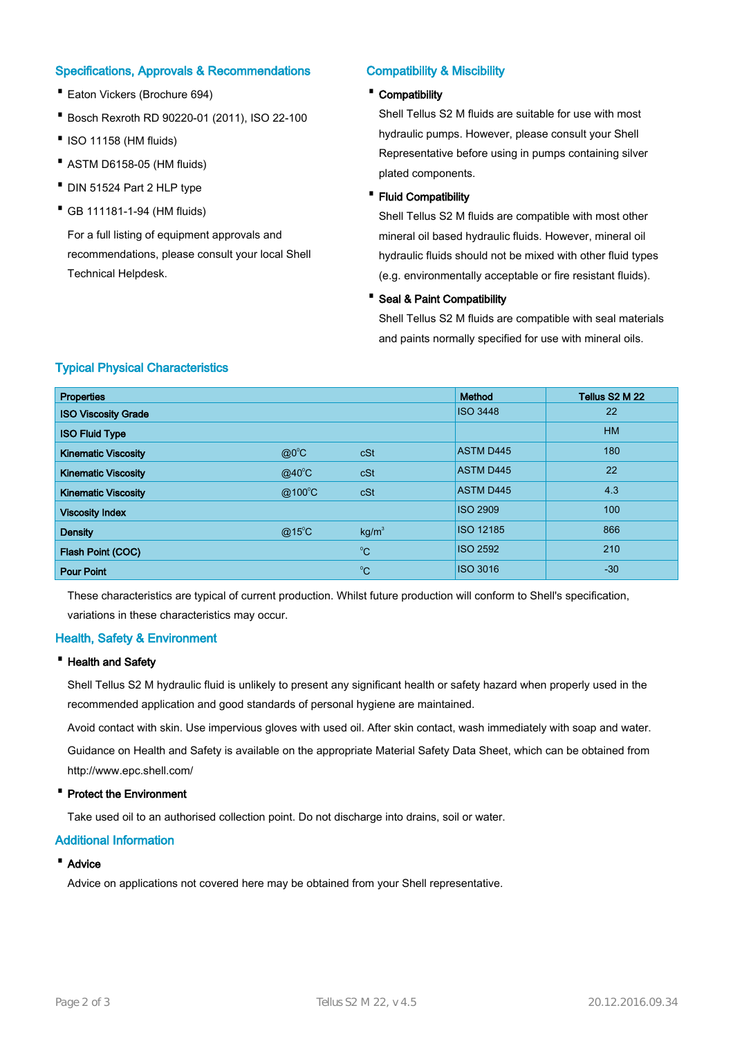## Specifications, Approvals & Recommendations

- Eaton Vickers (Brochure 694)
- Bosch Rexroth RD 90220-01 (2011), ISO 22-100
- ISO 11158 (HM fluids)
- ASTM D6158-05 (HM fluids)
- DIN 51524 Part 2 HLP type
- GB 111181-1-94 (HM fluids)

For a full listing of equipment approvals and recommendations, please consult your local Shell Technical Helpdesk.

## Compatibility & Miscibility

- **Compatibility**

  Shell Tellus S2 M fluids are suitable for use with most hydraulic pumps. However, please consult your Shell Representative before using in pumps containing silver plated components.

- **Fluid Compatibility**

  Shell Tellus S2 M fluids are compatible with most other mineral oil based hydraulic fluids. However, mineral oil hydraulic fluids should not be mixed with other fluid types (e.g. environmentally acceptable or fire resistant fluids).

- **Seal & Paint Compatibility**

  Shell Tellus S2 M fluids are compatible with seal materials and paints normally specified for use with mineral oils.

## Typical Physical Characteristics

| Properties | | | Method | Tellus S2 M 22 |
|---|---|---|---|---|
| ISO Viscosity Grade | | | ISO 3448 | 22 |
| ISO Fluid Type | | | | HM |
| Kinematic Viscosity | @0°C | cSt | ASTM D445 | 180 |
| Kinematic Viscosity | @40°C | cSt | ASTM D445 | 22 |
| Kinematic Viscosity | @100°C | cSt | ASTM D445 | 4.3 |
| Viscosity Index | | | ISO 2909 | 100 |
| Density | @15°C | $kg/m^3$ | ISO 12185 | 866 |
| Flash Point (COC) | | °C | ISO 2592 | 210 |
| Pour Point | | °C | ISO 3016 | -30 |

These characteristics are typical of current production. Whilst future production will conform to Shell's specification, variations in these characteristics may occur.

## Health, Safety & Environment

- **Health and Safety**

  Shell Tellus S2 M hydraulic fluid is unlikely to present any significant health or safety hazard when properly used in the recommended application and good standards of personal hygiene are maintained.

  Avoid contact with skin. Use impervious gloves with used oil. After skin contact, wash immediately with soap and water.

  Guidance on Health and Safety is available on the appropriate Material Safety Data Sheet, which can be obtained from http://www.epc.shell.com/

- **Protect the Environment**

  Take used oil to an authorised collection point. Do not discharge into drains, soil or water.

## Additional Information

- **Advice**

  Advice on applications not covered here may be obtained from your Shell representative.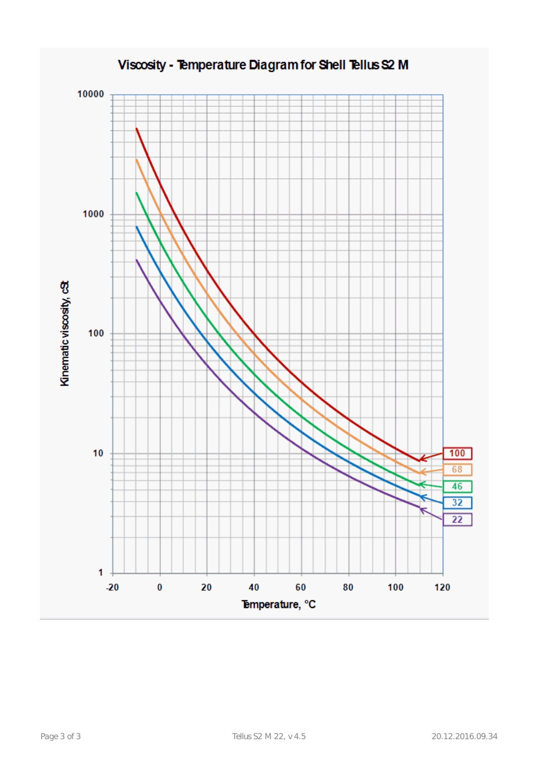## Viscosity - Temperature Diagram for Shell Tellus S2 M

Kinematic viscosity, cSt

10000

1000

100

10

1

-20

0

20

40

60

80

100

120

Temperature, °C

100

68

46

32

22